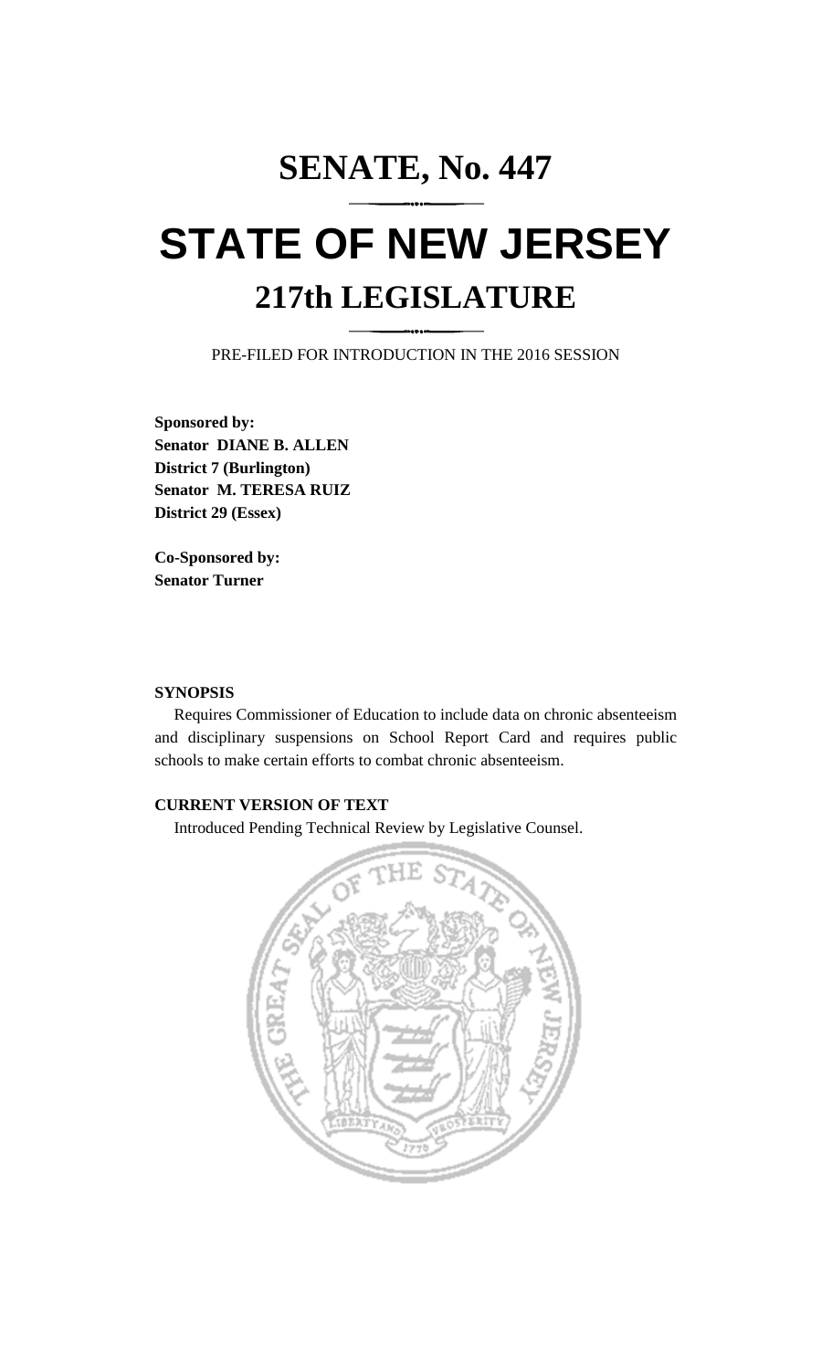# SENATE, No. 447

# STATE OF NEW JERSEY

## 217th LEGISLATURE

PRE-FILED FOR INTRODUCTION IN THE 2016 SESSION

**Sponsored by:**
**Senator DIANE B. ALLEN**
**District 7 (Burlington)**
**Senator M. TERESA RUIZ**
**District 29 (Essex)**

**Co-Sponsored by:**
**Senator Turner**

**SYNOPSIS**

Requires Commissioner of Education to include data on chronic absenteeism and disciplinary suspensions on School Report Card and requires public schools to make certain efforts to combat chronic absenteeism.

**CURRENT VERSION OF TEXT**

Introduced Pending Technical Review by Legislative Counsel.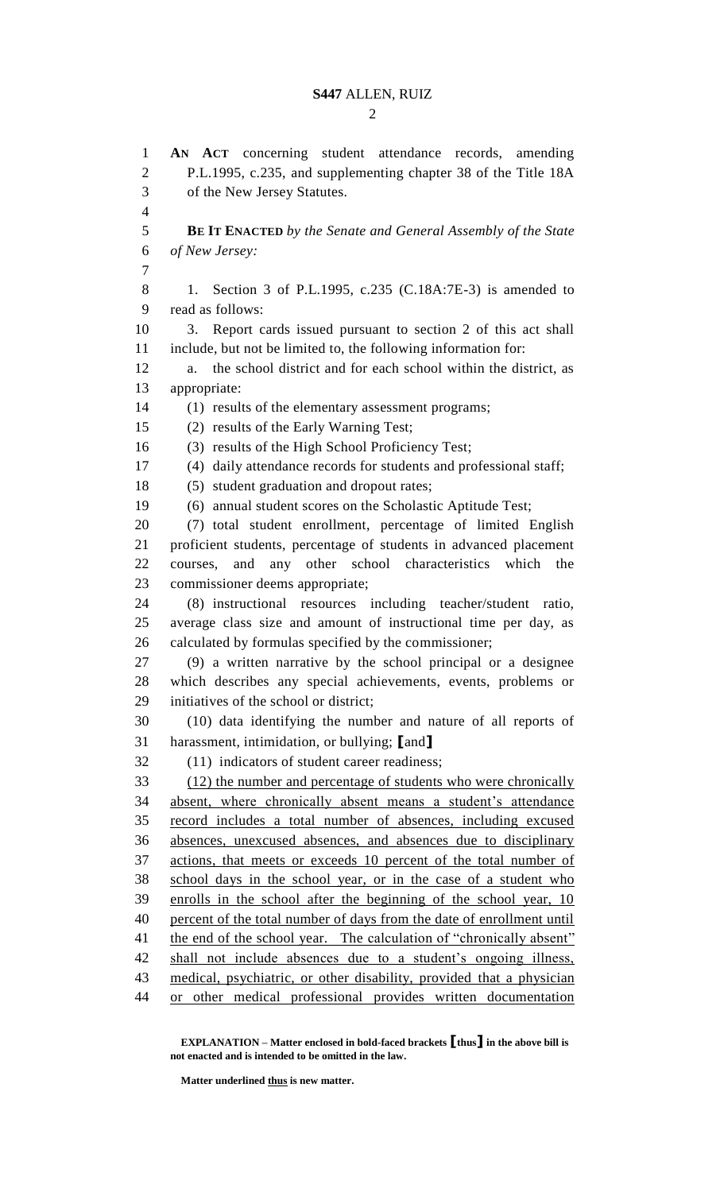**AN ACT** concerning student attendance records, amending P.L.1995, c.235, and supplementing chapter 38 of the Title 18A of the New Jersey Statutes.

**BE IT ENACTED** *by the Senate and General Assembly of the State of New Jersey:*

1. Section 3 of P.L.1995, c.235 (C.18A:7E-3) is amended to read as follows:

3. Report cards issued pursuant to section 2 of this act shall include, but not be limited to, the following information for:

a. the school district and for each school within the district, as appropriate:

(1) results of the elementary assessment programs;

(2) results of the Early Warning Test;

(3) results of the High School Proficiency Test;

(4) daily attendance records for students and professional staff;

(5) student graduation and dropout rates;

(6) annual student scores on the Scholastic Aptitude Test;

(7) total student enrollment, percentage of limited English proficient students, percentage of students in advanced placement courses, and any other school characteristics which the commissioner deems appropriate;

(8) instructional resources including teacher/student ratio, average class size and amount of instructional time per day, as calculated by formulas specified by the commissioner;

(9) a written narrative by the school principal or a designee which describes any special achievements, events, problems or initiatives of the school or district;

(10) data identifying the number and nature of all reports of harassment, intimidation, or bullying; **[**and**]**

(11) indicators of student career readiness;

<u>(12) the number and percentage of students who were chronically absent, where chronically absent means a student's attendance record includes a total number of absences, including excused absences, unexcused absences, and absences due to disciplinary actions, that meets or exceeds 10 percent of the total number of school days in the school year, or in the case of a student who enrolls in the school after the beginning of the school year, 10 percent of the total number of days from the date of enrollment until the end of the school year. The calculation of "chronically absent" shall not include absences due to a student's ongoing illness, medical, psychiatric, or other disability, provided that a physician or other medical professional provides written documentation</u>

**EXPLANATION – Matter enclosed in bold-faced brackets [thus] in the above bill is not enacted and is intended to be omitted in the law.**

**Matter underlined <u>thus</u> is new matter.**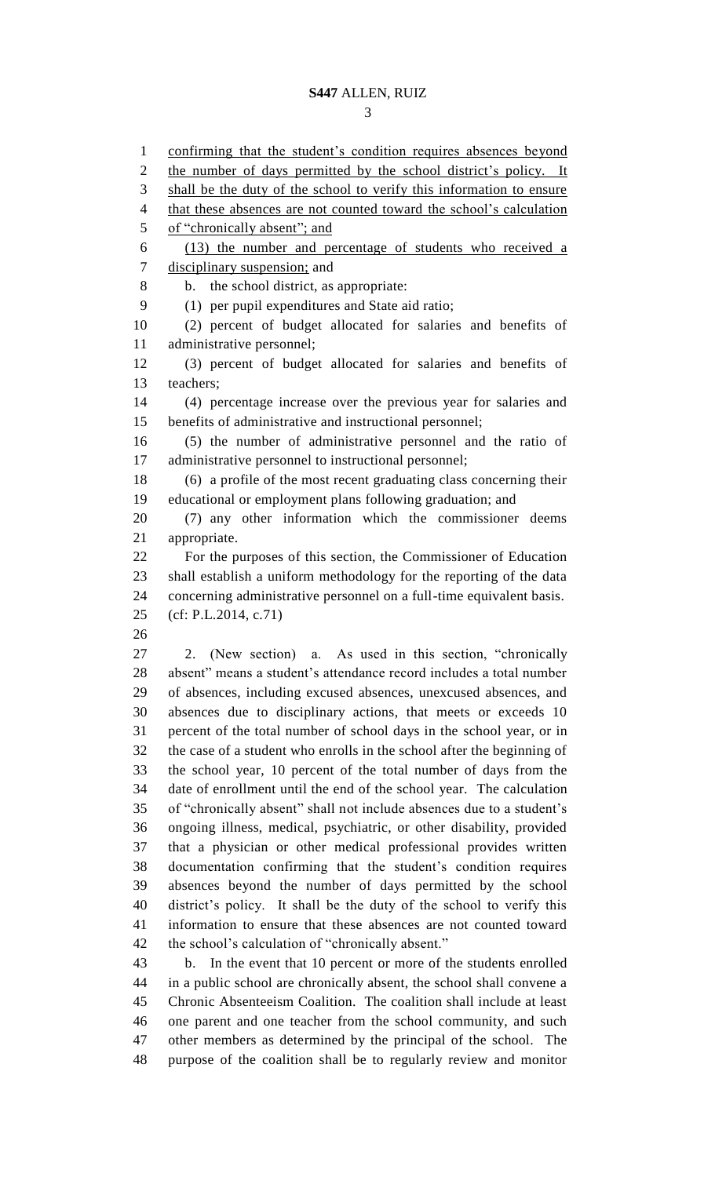confirming that the student's condition requires absences beyond the number of days permitted by the school district's policy. It shall be the duty of the school to verify this information to ensure that these absences are not counted toward the school's calculation of "chronically absent"; and

(13) the number and percentage of students who received a disciplinary suspension; and

b. the school district, as appropriate:

(1) per pupil expenditures and State aid ratio;

(2) percent of budget allocated for salaries and benefits of administrative personnel;

(3) percent of budget allocated for salaries and benefits of teachers;

(4) percentage increase over the previous year for salaries and benefits of administrative and instructional personnel;

(5) the number of administrative personnel and the ratio of administrative personnel to instructional personnel;

(6) a profile of the most recent graduating class concerning their educational or employment plans following graduation; and

(7) any other information which the commissioner deems appropriate.

For the purposes of this section, the Commissioner of Education shall establish a uniform methodology for the reporting of the data concerning administrative personnel on a full-time equivalent basis.

(cf: P.L.2014, c.71)

2. (New section) a. As used in this section, "chronically absent" means a student's attendance record includes a total number of absences, including excused absences, unexcused absences, and absences due to disciplinary actions, that meets or exceeds 10 percent of the total number of school days in the school year, or in the case of a student who enrolls in the school after the beginning of the school year, 10 percent of the total number of days from the date of enrollment until the end of the school year. The calculation of "chronically absent" shall not include absences due to a student's ongoing illness, medical, psychiatric, or other disability, provided that a physician or other medical professional provides written documentation confirming that the student's condition requires absences beyond the number of days permitted by the school district's policy. It shall be the duty of the school to verify this information to ensure that these absences are not counted toward the school's calculation of "chronically absent."

b. In the event that 10 percent or more of the students enrolled in a public school are chronically absent, the school shall convene a Chronic Absenteeism Coalition. The coalition shall include at least one parent and one teacher from the school community, and such other members as determined by the principal of the school. The purpose of the coalition shall be to regularly review and monitor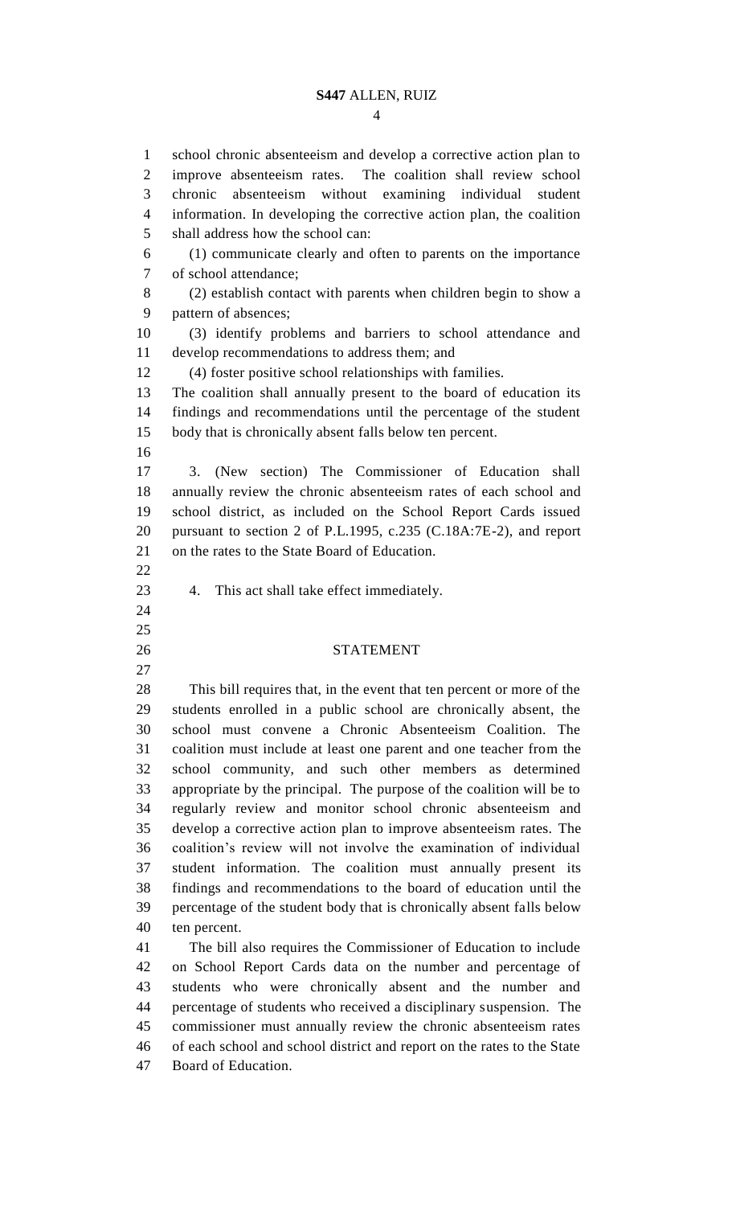school chronic absenteeism and develop a corrective action plan to improve absenteeism rates. The coalition shall review school chronic absenteeism without examining individual student information. In developing the corrective action plan, the coalition shall address how the school can:

(1) communicate clearly and often to parents on the importance of school attendance;

(2) establish contact with parents when children begin to show a pattern of absences;

(3) identify problems and barriers to school attendance and develop recommendations to address them; and

(4) foster positive school relationships with families.

The coalition shall annually present to the board of education its findings and recommendations until the percentage of the student body that is chronically absent falls below ten percent.

3. (New section) The Commissioner of Education shall annually review the chronic absenteeism rates of each school and school district, as included on the School Report Cards issued pursuant to section 2 of P.L.1995, c.235 (C.18A:7E-2), and report on the rates to the State Board of Education.

4. This act shall take effect immediately.

## STATEMENT

This bill requires that, in the event that ten percent or more of the students enrolled in a public school are chronically absent, the school must convene a Chronic Absenteeism Coalition. The coalition must include at least one parent and one teacher from the school community, and such other members as determined appropriate by the principal. The purpose of the coalition will be to regularly review and monitor school chronic absenteeism and develop a corrective action plan to improve absenteeism rates. The coalition's review will not involve the examination of individual student information. The coalition must annually present its findings and recommendations to the board of education until the percentage of the student body that is chronically absent falls below ten percent.

The bill also requires the Commissioner of Education to include on School Report Cards data on the number and percentage of students who were chronically absent and the number and percentage of students who received a disciplinary suspension. The commissioner must annually review the chronic absenteeism rates of each school and school district and report on the rates to the State Board of Education.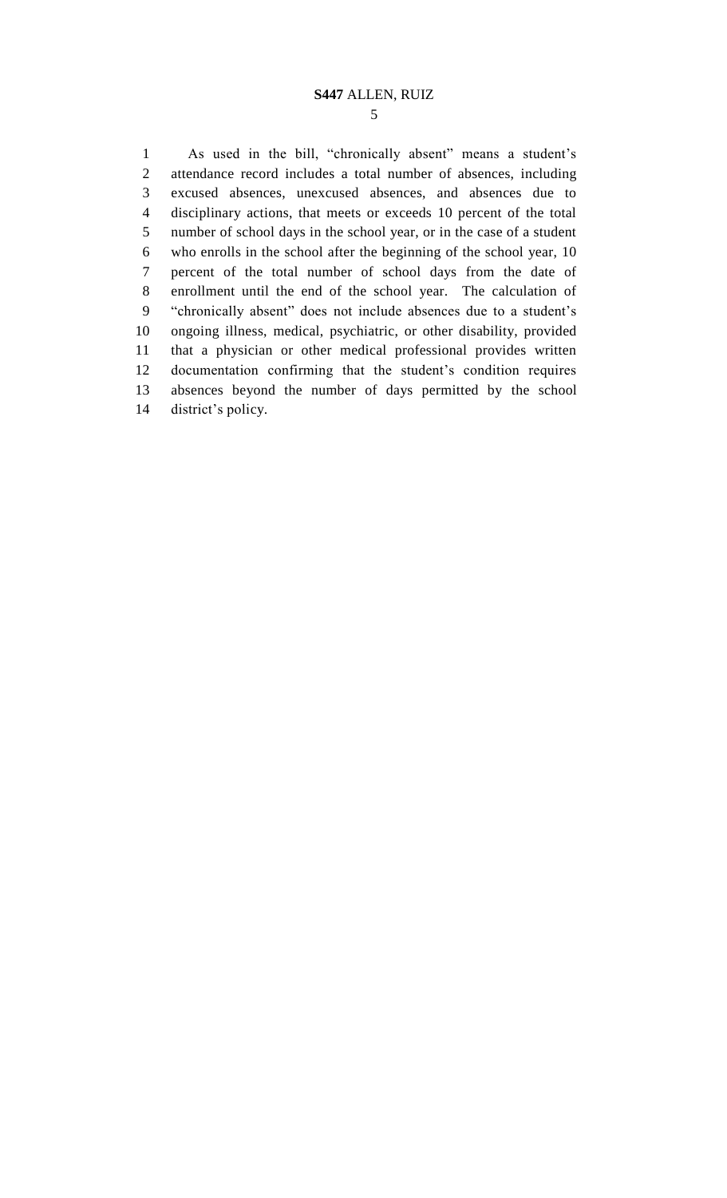As used in the bill, "chronically absent" means a student's attendance record includes a total number of absences, including excused absences, unexcused absences, and absences due to disciplinary actions, that meets or exceeds 10 percent of the total number of school days in the school year, or in the case of a student who enrolls in the school after the beginning of the school year, 10 percent of the total number of school days from the date of enrollment until the end of the school year. The calculation of "chronically absent" does not include absences due to a student's ongoing illness, medical, psychiatric, or other disability, provided that a physician or other medical professional provides written documentation confirming that the student's condition requires absences beyond the number of days permitted by the school district's policy.